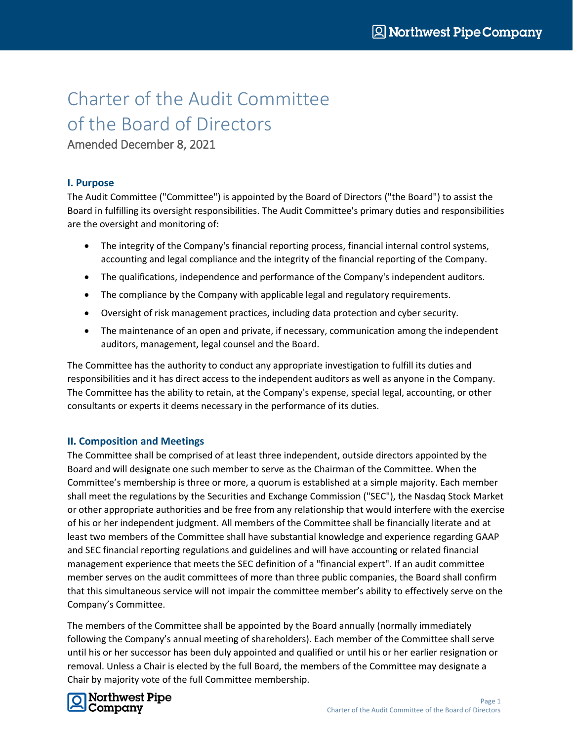# Charter of the Audit Committee of the Board of Directors

Amended December 8, 2021

## I. Purpose

The Audit Committee ("Committee") is appointed by the Board of Directors ("the Board") to assist the Board in fulfilling its oversight responsibilities. The Audit Committee's primary duties and responsibilities are the oversight and monitoring of:

- The integrity of the Company's financial reporting process, financial internal control systems, accounting and legal compliance and the integrity of the financial reporting of the Company.
- The qualifications, independence and performance of the Company's independent auditors.
- The compliance by the Company with applicable legal and regulatory requirements.
- Oversight of risk management practices, including data protection and cyber security.
- The maintenance of an open and private, if necessary, communication among the independent auditors, management, legal counsel and the Board.

The Committee has the authority to conduct any appropriate investigation to fulfill its duties and responsibilities and it has direct access to the independent auditors as well as anyone in the Company. The Committee has the ability to retain, at the Company's expense, special legal, accounting, or other consultants or experts it deems necessary in the performance of its duties.

## II. Composition and Meetings

The Committee shall be comprised of at least three independent, outside directors appointed by the Board and will designate one such member to serve as the Chairman of the Committee. When the Committee's membership is three or more, a quorum is established at a simple majority. Each member shall meet the regulations by the Securities and Exchange Commission ("SEC"), the Nasdaq Stock Market or other appropriate authorities and be free from any relationship that would interfere with the exercise of his or her independent judgment. All members of the Committee shall be financially literate and at least two members of the Committee shall have substantial knowledge and experience regarding GAAP and SEC financial reporting regulations and guidelines and will have accounting or related financial management experience that meets the SEC definition of a "financial expert". If an audit committee member serves on the audit committees of more than three public companies, the Board shall confirm that this simultaneous service will not impair the committee member's ability to effectively serve on the Company's Committee.

The members of the Committee shall be appointed by the Board annually (normally immediately following the Company's annual meeting of shareholders). Each member of the Committee shall serve until his or her successor has been duly appointed and qualified or until his or her earlier resignation or removal. Unless a Chair is elected by the full Board, the members of the Committee may designate a Chair by majority vote of the full Committee membership.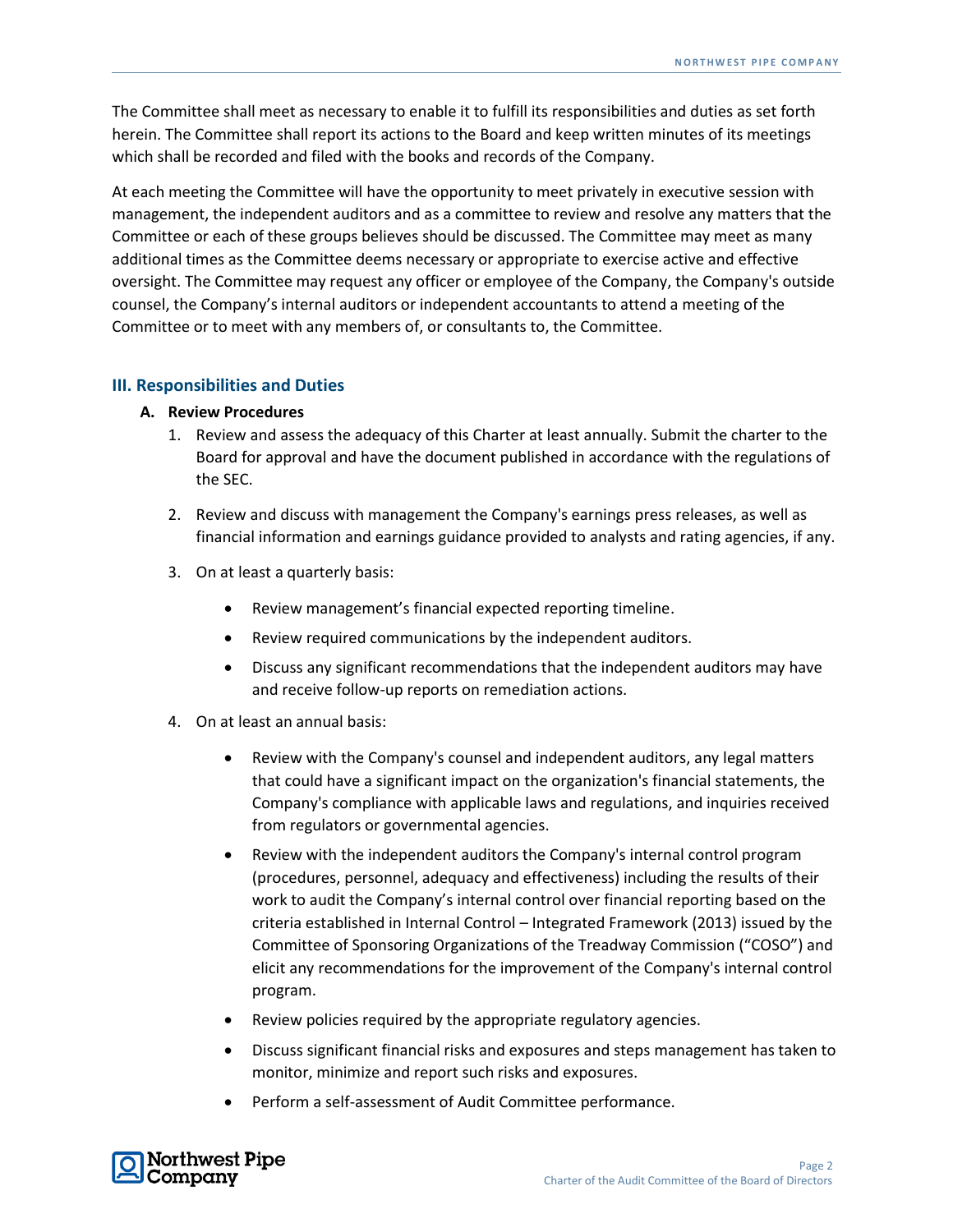The Committee shall meet as necessary to enable it to fulfill its responsibilities and duties as set forth herein. The Committee shall report its actions to the Board and keep written minutes of its meetings which shall be recorded and filed with the books and records of the Company.

At each meeting the Committee will have the opportunity to meet privately in executive session with management, the independent auditors and as a committee to review and resolve any matters that the Committee or each of these groups believes should be discussed. The Committee may meet as many additional times as the Committee deems necessary or appropriate to exercise active and effective oversight. The Committee may request any officer or employee of the Company, the Company's outside counsel, the Company's internal auditors or independent accountants to attend a meeting of the Committee or to meet with any members of, or consultants to, the Committee.

## III. Responsibilities and Duties

### A. Review Procedures

1. Review and assess the adequacy of this Charter at least annually. Submit the charter to the Board for approval and have the document published in accordance with the regulations of the SEC.

2. Review and discuss with management the Company's earnings press releases, as well as financial information and earnings guidance provided to analysts and rating agencies, if any.

3. On at least a quarterly basis:

   - Review management's financial expected reporting timeline.
   - Review required communications by the independent auditors.
   - Discuss any significant recommendations that the independent auditors may have and receive follow-up reports on remediation actions.

4. On at least an annual basis:

   - Review with the Company's counsel and independent auditors, any legal matters that could have a significant impact on the organization's financial statements, the Company's compliance with applicable laws and regulations, and inquiries received from regulators or governmental agencies.
   - Review with the independent auditors the Company's internal control program (procedures, personnel, adequacy and effectiveness) including the results of their work to audit the Company's internal control over financial reporting based on the criteria established in Internal Control – Integrated Framework (2013) issued by the Committee of Sponsoring Organizations of the Treadway Commission ("COSO") and elicit any recommendations for the improvement of the Company's internal control program.
   - Review policies required by the appropriate regulatory agencies.
   - Discuss significant financial risks and exposures and steps management has taken to monitor, minimize and report such risks and exposures.
   - Perform a self-assessment of Audit Committee performance.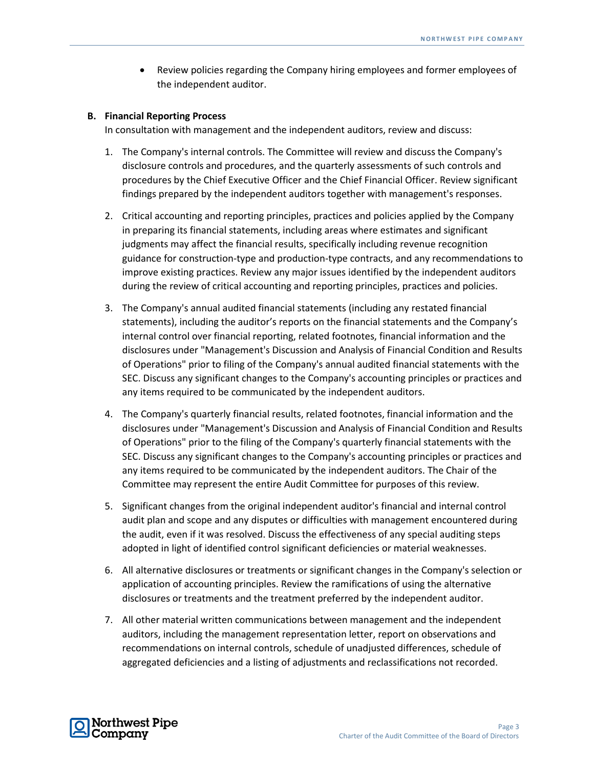- Review policies regarding the Company hiring employees and former employees of the independent auditor.

**B. Financial Reporting Process**

In consultation with management and the independent auditors, review and discuss:

1. The Company's internal controls. The Committee will review and discuss the Company's disclosure controls and procedures, and the quarterly assessments of such controls and procedures by the Chief Executive Officer and the Chief Financial Officer. Review significant findings prepared by the independent auditors together with management's responses.

2. Critical accounting and reporting principles, practices and policies applied by the Company in preparing its financial statements, including areas where estimates and significant judgments may affect the financial results, specifically including revenue recognition guidance for construction-type and production-type contracts, and any recommendations to improve existing practices. Review any major issues identified by the independent auditors during the review of critical accounting and reporting principles, practices and policies.

3. The Company's annual audited financial statements (including any restated financial statements), including the auditor's reports on the financial statements and the Company's internal control over financial reporting, related footnotes, financial information and the disclosures under "Management's Discussion and Analysis of Financial Condition and Results of Operations" prior to filing of the Company's annual audited financial statements with the SEC. Discuss any significant changes to the Company's accounting principles or practices and any items required to be communicated by the independent auditors.

4. The Company's quarterly financial results, related footnotes, financial information and the disclosures under "Management's Discussion and Analysis of Financial Condition and Results of Operations" prior to the filing of the Company's quarterly financial statements with the SEC. Discuss any significant changes to the Company's accounting principles or practices and any items required to be communicated by the independent auditors. The Chair of the Committee may represent the entire Audit Committee for purposes of this review.

5. Significant changes from the original independent auditor's financial and internal control audit plan and scope and any disputes or difficulties with management encountered during the audit, even if it was resolved. Discuss the effectiveness of any special auditing steps adopted in light of identified control significant deficiencies or material weaknesses.

6. All alternative disclosures or treatments or significant changes in the Company's selection or application of accounting principles. Review the ramifications of using the alternative disclosures or treatments and the treatment preferred by the independent auditor.

7. All other material written communications between management and the independent auditors, including the management representation letter, report on observations and recommendations on internal controls, schedule of unadjusted differences, schedule of aggregated deficiencies and a listing of adjustments and reclassifications not recorded.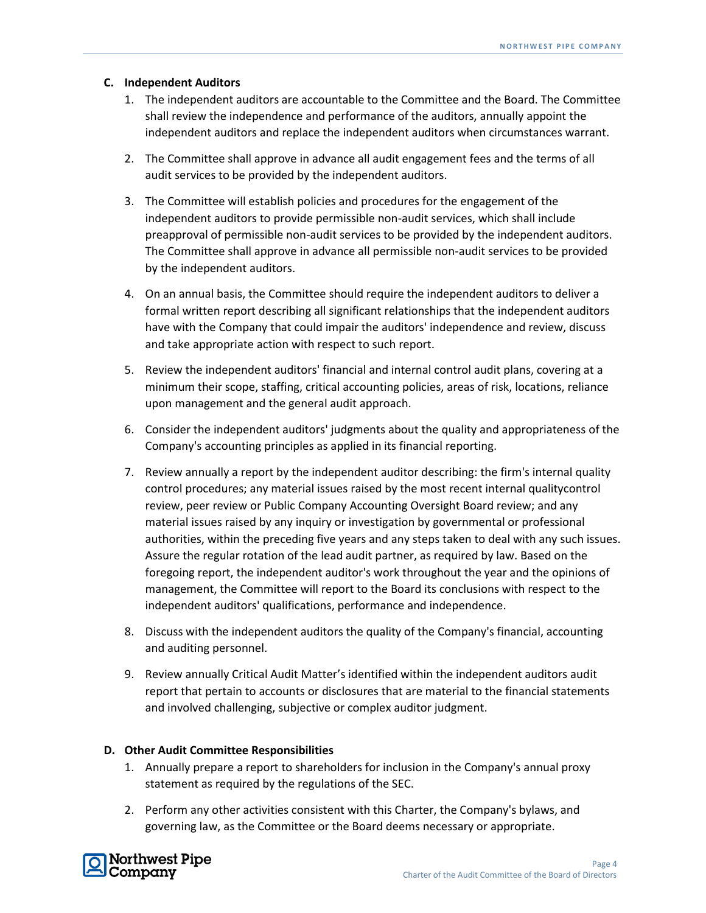### C. Independent Auditors

1. The independent auditors are accountable to the Committee and the Board. The Committee shall review the independence and performance of the auditors, annually appoint the independent auditors and replace the independent auditors when circumstances warrant.

2. The Committee shall approve in advance all audit engagement fees and the terms of all audit services to be provided by the independent auditors.

3. The Committee will establish policies and procedures for the engagement of the independent auditors to provide permissible non-audit services, which shall include preapproval of permissible non-audit services to be provided by the independent auditors. The Committee shall approve in advance all permissible non-audit services to be provided by the independent auditors.

4. On an annual basis, the Committee should require the independent auditors to deliver a formal written report describing all significant relationships that the independent auditors have with the Company that could impair the auditors' independence and review, discuss and take appropriate action with respect to such report.

5. Review the independent auditors' financial and internal control audit plans, covering at a minimum their scope, staffing, critical accounting policies, areas of risk, locations, reliance upon management and the general audit approach.

6. Consider the independent auditors' judgments about the quality and appropriateness of the Company's accounting principles as applied in its financial reporting.

7. Review annually a report by the independent auditor describing: the firm's internal quality control procedures; any material issues raised by the most recent internal qualitycontrol review, peer review or Public Company Accounting Oversight Board review; and any material issues raised by any inquiry or investigation by governmental or professional authorities, within the preceding five years and any steps taken to deal with any such issues. Assure the regular rotation of the lead audit partner, as required by law. Based on the foregoing report, the independent auditor's work throughout the year and the opinions of management, the Committee will report to the Board its conclusions with respect to the independent auditors' qualifications, performance and independence.

8. Discuss with the independent auditors the quality of the Company's financial, accounting and auditing personnel.

9. Review annually Critical Audit Matter's identified within the independent auditors audit report that pertain to accounts or disclosures that are material to the financial statements and involved challenging, subjective or complex auditor judgment.

### D. Other Audit Committee Responsibilities

1. Annually prepare a report to shareholders for inclusion in the Company's annual proxy statement as required by the regulations of the SEC.

2. Perform any other activities consistent with this Charter, the Company's bylaws, and governing law, as the Committee or the Board deems necessary or appropriate.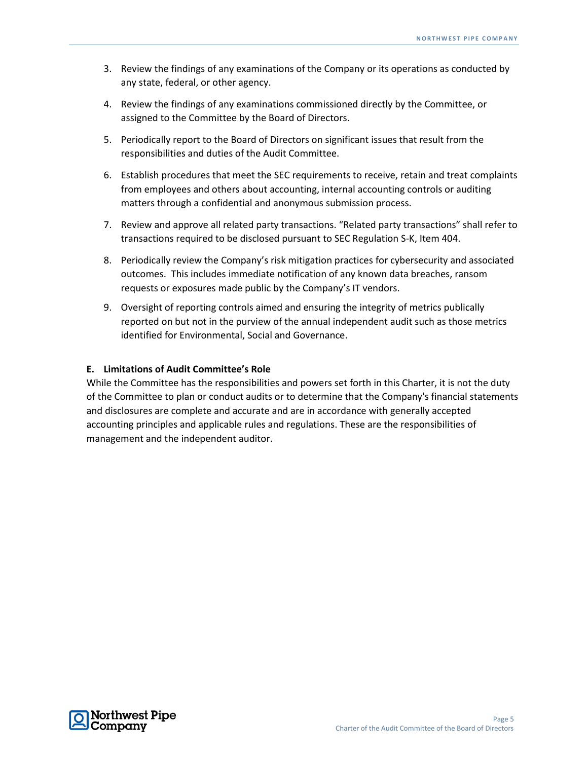3. Review the findings of any examinations of the Company or its operations as conducted by any state, federal, or other agency.
4. Review the findings of any examinations commissioned directly by the Committee, or assigned to the Committee by the Board of Directors.
5. Periodically report to the Board of Directors on significant issues that result from the responsibilities and duties of the Audit Committee.
6. Establish procedures that meet the SEC requirements to receive, retain and treat complaints from employees and others about accounting, internal accounting controls or auditing matters through a confidential and anonymous submission process.
7. Review and approve all related party transactions. "Related party transactions" shall refer to transactions required to be disclosed pursuant to SEC Regulation S-K, Item 404.
8. Periodically review the Company's risk mitigation practices for cybersecurity and associated outcomes. This includes immediate notification of any known data breaches, ransom requests or exposures made public by the Company's IT vendors.
9. Oversight of reporting controls aimed and ensuring the integrity of metrics publically reported on but not in the purview of the annual independent audit such as those metrics identified for Environmental, Social and Governance.

### E. Limitations of Audit Committee's Role

While the Committee has the responsibilities and powers set forth in this Charter, it is not the duty of the Committee to plan or conduct audits or to determine that the Company's financial statements and disclosures are complete and accurate and are in accordance with generally accepted accounting principles and applicable rules and regulations. These are the responsibilities of management and the independent auditor.